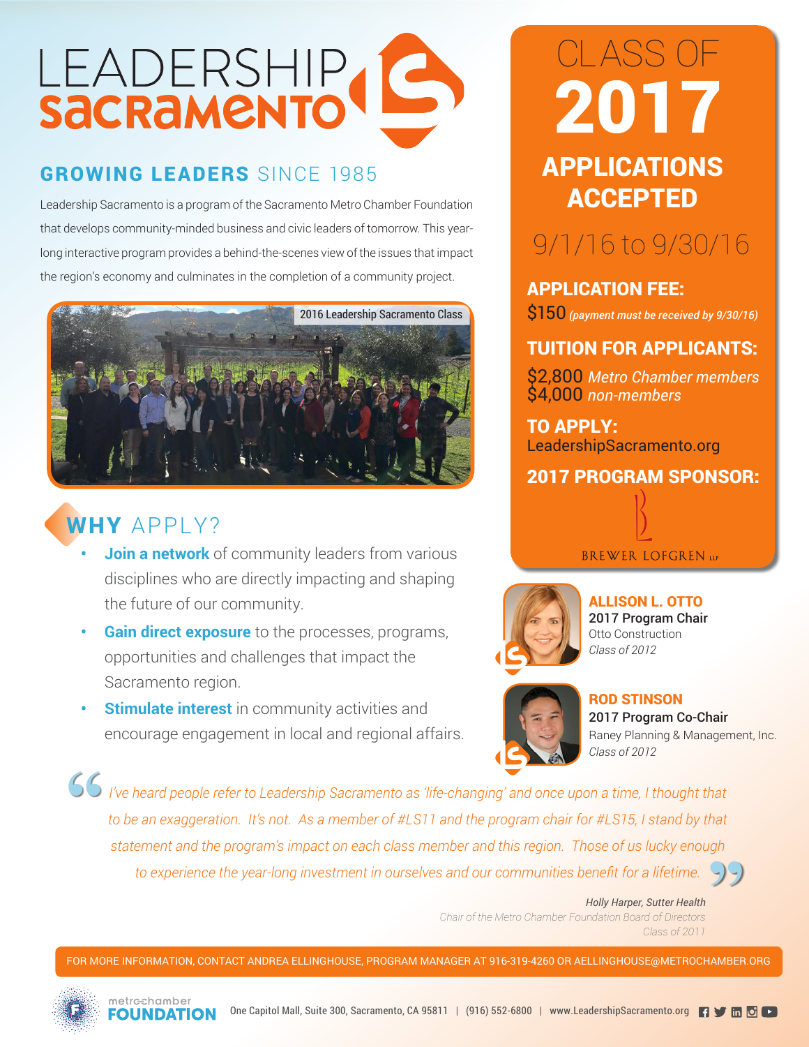# LEADERSHIP SACRAMENTO

## GROWING LEADERS SINCE 1985

Leadership Sacramento is a program of the Sacramento Metro Chamber Foundation that develops community-minded business and civic leaders of tomorrow. This year-long interactive program provides a behind-the-scenes view of the issues that impact the region's economy and culminates in the completion of a community project.

2016 Leadership Sacramento Class

## WHY APPLY?

- **Join a network** of community leaders from various disciplines who are directly impacting and shaping the future of our community.
- **Gain direct exposure** to the processes, programs, opportunities and challenges that impact the Sacramento region.
- **Stimulate interest** in community activities and encourage engagement in local and regional affairs.

# CLASS OF 2017

## APPLICATIONS ACCEPTED

9/1/16 to 9/30/16

**APPLICATION FEE:**
$150 *(payment must be received by 9/30/16)*

**TUITION FOR APPLICANTS:**
$2,800 *Metro Chamber members*
$4,000 *non-members*

**TO APPLY:**
LeadershipSacramento.org

**2017 PROGRAM SPONSOR:**
BREWER LOFGREN LLP

**ALLISON L. OTTO**
2017 Program Chair
Otto Construction
*Class of 2012*

**ROD STINSON**
2017 Program Co-Chair
Raney Planning & Management, Inc.
*Class of 2012*

> *I've heard people refer to Leadership Sacramento as 'life-changing' and once upon a time, I thought that to be an exaggeration. It's not. As a member of #LS11 and the program chair for #LS15, I stand by that statement and the program's impact on each class member and this region. Those of us lucky enough to experience the year-long investment in ourselves and our communities benefit for a lifetime.*
>
> *Holly Harper, Sutter Health*
> *Chair of the Metro Chamber Foundation Board of Directors*
> *Class of 2011*

FOR MORE INFORMATION, CONTACT ANDREA ELLINGHOUSE, PROGRAM MANAGER AT 916-319-4260 OR AELLINGHOUSE@METROCHAMBER.ORG

metrochamber FOUNDATION

One Capitol Mall, Suite 300, Sacramento, CA 95811 | (916) 552-6800 | www.LeadershipSacramento.org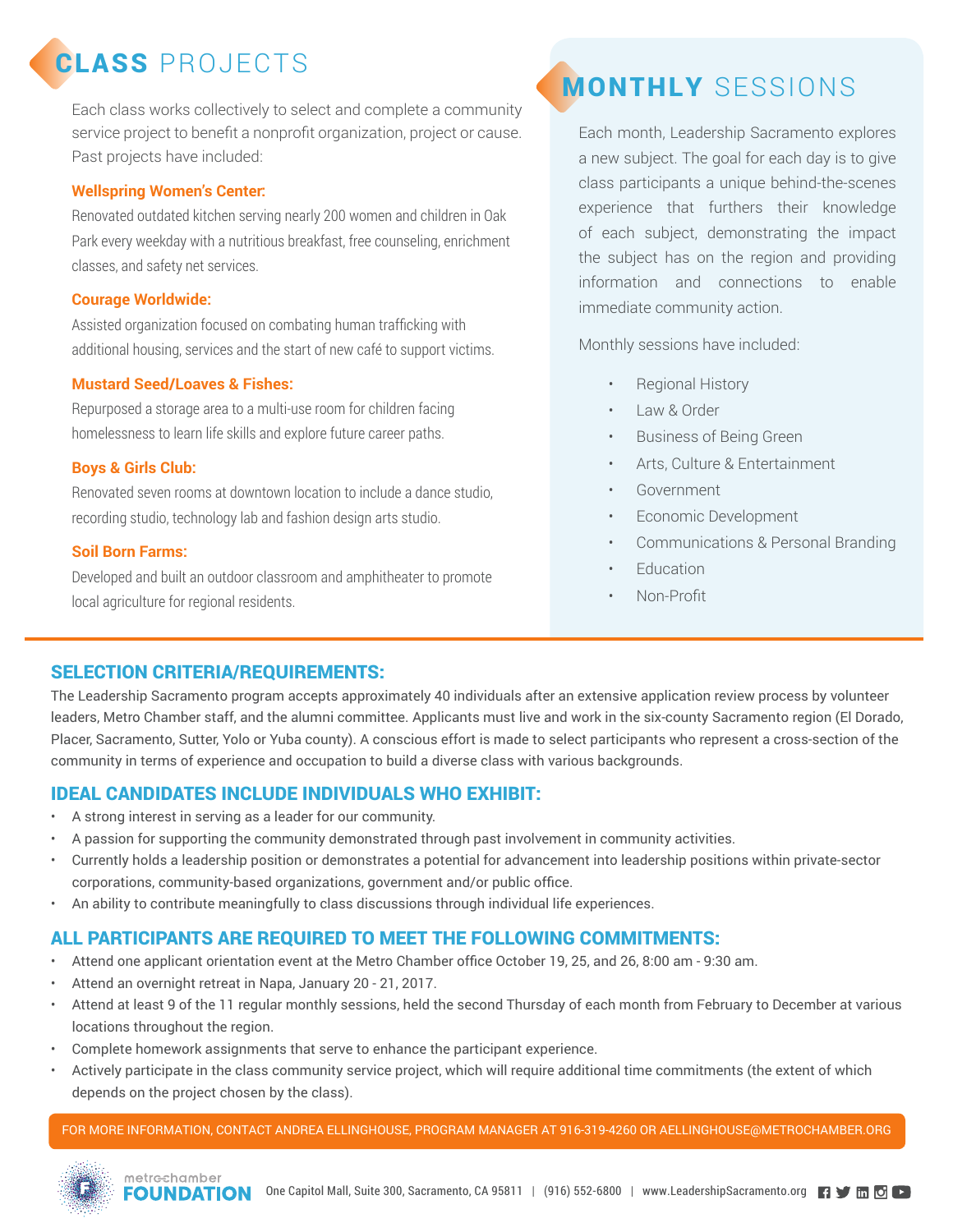## CLASS PROJECTS

Each class works collectively to select and complete a community service project to benefit a nonprofit organization, project or cause. Past projects have included:

**Wellspring Women's Center:**
Renovated outdated kitchen serving nearly 200 women and children in Oak Park every weekday with a nutritious breakfast, free counseling, enrichment classes, and safety net services.

**Courage Worldwide:**
Assisted organization focused on combating human trafficking with additional housing, services and the start of new café to support victims.

**Mustard Seed/Loaves & Fishes:**
Repurposed a storage area to a multi-use room for children facing homelessness to learn life skills and explore future career paths.

**Boys & Girls Club:**
Renovated seven rooms at downtown location to include a dance studio, recording studio, technology lab and fashion design arts studio.

**Soil Born Farms:**
Developed and built an outdoor classroom and amphitheater to promote local agriculture for regional residents.

## MONTHLY SESSIONS

Each month, Leadership Sacramento explores a new subject. The goal for each day is to give class participants a unique behind-the-scenes experience that furthers their knowledge of each subject, demonstrating the impact the subject has on the region and providing information and connections to enable immediate community action.

Monthly sessions have included:

- Regional History
- Law & Order
- Business of Being Green
- Arts, Culture & Entertainment
- Government
- Economic Development
- Communications & Personal Branding
- Education
- Non-Profit

### SELECTION CRITERIA/REQUIREMENTS:

The Leadership Sacramento program accepts approximately 40 individuals after an extensive application review process by volunteer leaders, Metro Chamber staff, and the alumni committee. Applicants must live and work in the six-county Sacramento region (El Dorado, Placer, Sacramento, Sutter, Yolo or Yuba county). A conscious effort is made to select participants who represent a cross-section of the community in terms of experience and occupation to build a diverse class with various backgrounds.

### IDEAL CANDIDATES INCLUDE INDIVIDUALS WHO EXHIBIT:

- A strong interest in serving as a leader for our community.
- A passion for supporting the community demonstrated through past involvement in community activities.
- Currently holds a leadership position or demonstrates a potential for advancement into leadership positions within private-sector corporations, community-based organizations, government and/or public office.
- An ability to contribute meaningfully to class discussions through individual life experiences.

### ALL PARTICIPANTS ARE REQUIRED TO MEET THE FOLLOWING COMMITMENTS:

- Attend one applicant orientation event at the Metro Chamber office October 19, 25, and 26, 8:00 am - 9:30 am.
- Attend an overnight retreat in Napa, January 20 - 21, 2017.
- Attend at least 9 of the 11 regular monthly sessions, held the second Thursday of each month from February to December at various locations throughout the region.
- Complete homework assignments that serve to enhance the participant experience.
- Actively participate in the class community service project, which will require additional time commitments (the extent of which depends on the project chosen by the class).

FOR MORE INFORMATION, CONTACT ANDREA ELLINGHOUSE, PROGRAM MANAGER AT 916-319-4260 OR AELLINGHOUSE@METROCHAMBER.ORG

metrochamber FOUNDATION

One Capitol Mall, Suite 300, Sacramento, CA 95811 | (916) 552-6800 | www.LeadershipSacramento.org